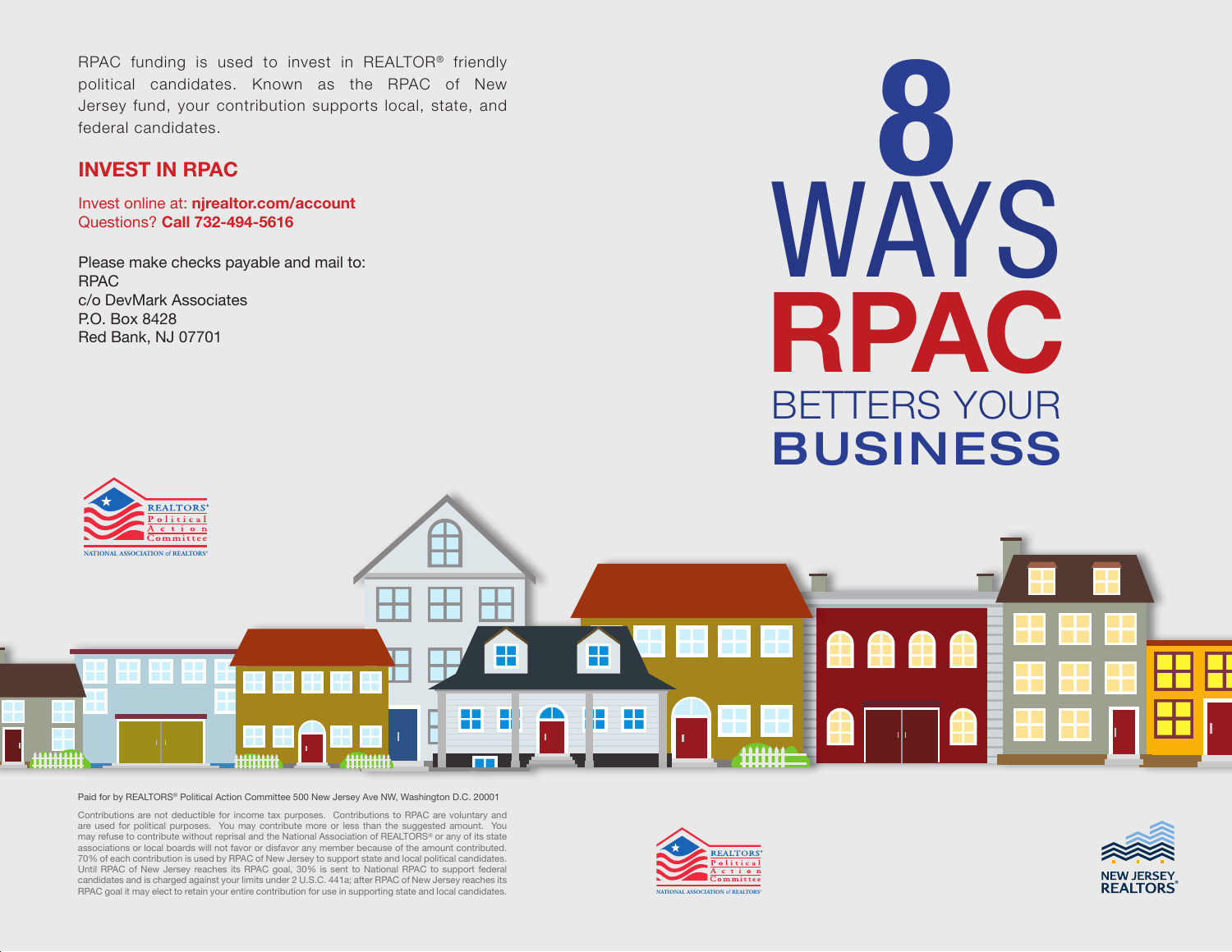# 8 WAYS RPAC BETTERS YOUR BUSINESS

RPAC funding is used to invest in REALTOR® friendly political candidates. Known as the RPAC of New Jersey fund, your contribution supports local, state, and federal candidates.

## INVEST IN RPAC

Invest online at: **njrealtor.com/account**
Questions? **Call 732-494-5616**

Please make checks payable and mail to:
RPAC
c/o DevMark Associates
P.O. Box 8428
Red Bank, NJ 07701

REALTORS® Political Action Committee
NATIONAL ASSOCIATION of REALTORS®

Paid for by REALTORS® Political Action Committee 500 New Jersey Ave NW, Washington D.C. 20001

Contributions are not deductible for income tax purposes. Contributions to RPAC are voluntary and are used for political purposes. You may contribute more or less than the suggested amount. You may refuse to contribute without reprisal and the National Association of REALTORS® or any of its state associations or local boards will not favor or disfavor any member because of the amount contributed. 70% of each contribution is used by RPAC of New Jersey to support state and local political candidates. Until RPAC of New Jersey reaches its RPAC goal, 30% is sent to National RPAC to support federal candidates and is charged against your limits under 2 U.S.C. 441a; after RPAC of New Jersey reaches its RPAC goal it may elect to retain your entire contribution for use in supporting state and local candidates.

REALTORS® Political Action Committee
NATIONAL ASSOCIATION of REALTORS®

NEW JERSEY REALTORS®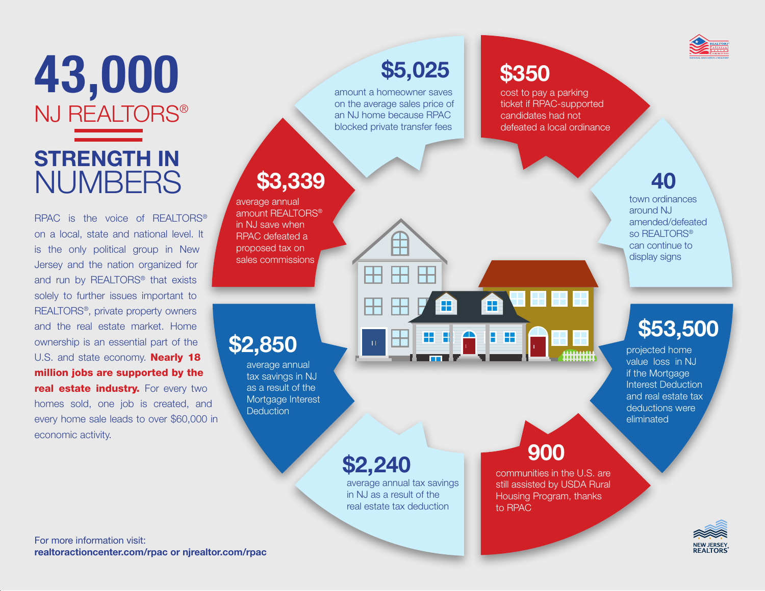# 43,000

## NJ REALTORS®

## STRENGTH IN NUMBERS

RPAC is the voice of REALTORS® on a local, state and national level. It is the only political group in New Jersey and the nation organized for and run by REALTORS® that exists solely to further issues important to REALTORS®, private property owners and the real estate market. Home ownership is an essential part of the U.S. and state economy. **Nearly 18 million jobs are supported by the real estate industry.** For every two homes sold, one job is created, and every home sale leads to over $60,000 in economic activity.

**$5,025**
amount a homeowner saves on the average sales price of an NJ home because RPAC blocked private transfer fees

**$350**
cost to pay a parking ticket if RPAC-supported candidates had not defeated a local ordinance

**40**
town ordinances around NJ amended/defeated so REALTORS® can continue to display signs

**$53,500**
projected home value loss in NJ if the Mortgage Interest Deduction and real estate tax deductions were eliminated

**900**
communities in the U.S. are still assisted by USDA Rural Housing Program, thanks to RPAC

**$2,240**
average annual tax savings in NJ as a result of the real estate tax deduction

**$2,850**
average annual tax savings in NJ as a result of the Mortgage Interest Deduction

**$3,339**
average annual amount REALTORS® in NJ save when RPAC defeated a proposed tax on sales commissions

For more information visit:
**realtoractioncenter.com/rpac or njrealtor.com/rpac**

NEW JERSEY REALTORS®